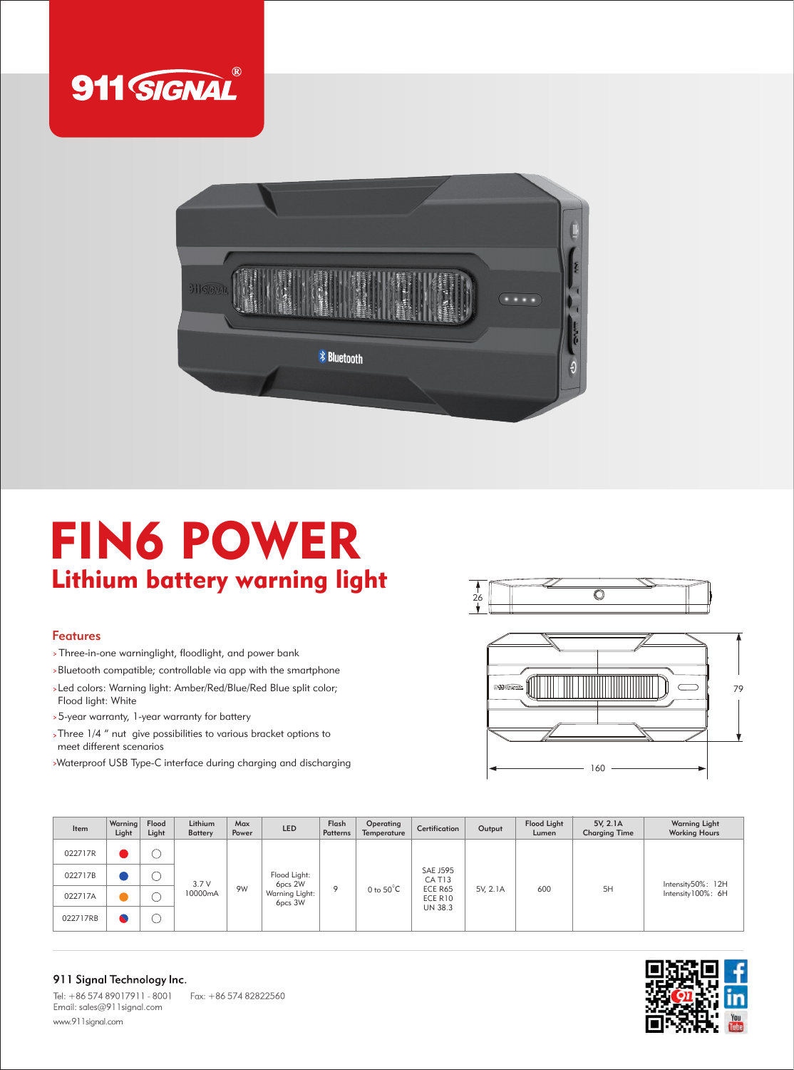# FIN6 POWER

## Lithium battery warning light

### Features

- Three-in-one warninglight, floodlight, and power bank
- Bluetooth compatible; controllable via app with the smartphone
- Led colors: Warning light: Amber/Red/Blue/Red Blue split color; Flood light: White
- 5-year warranty, 1-year warranty for battery
- Three 1/4 " nut give possibilities to various bracket options to meet different scenarios
- Waterproof USB Type-C interface during charging and discharging

26

79

160

| Item | Warning Light | Flood Light | Lithium Battery | Max Power | LED | Flash Patterns | Operating Temperature | Certification | Output | Flood Light Lumen | 5V, 2.1A Charging Time | Warning Light Working Hours |
|---|---|---|---|---|---|---|---|---|---|---|---|---|
| 022717R | ● (Red) | ○ | 3.7 V 10000mA | 9W | Flood Light: 6pcs 2W Warning Light: 6pcs 3W | 9 | 0 to 50°C | SAE J595 CA T13 ECE R65 ECE R10 UN 38.3 | 5V, 2.1A | 600 | 5H | Intensity50%: 12H Intensity100%: 6H |
| 022717B | ● (Blue) | ○ | | | | | | | | | | |
| 022717A | ● (Amber) | ○ | | | | | | | | | | |
| 022717RB | ● (Red/Blue) | ○ | | | | | | | | | | |

**911 Signal Technology Inc.**

Tel: +86 574 89017911 - 8001    Fax: +86 574 82822560

Email: sales@911signal.com

www.911signal.com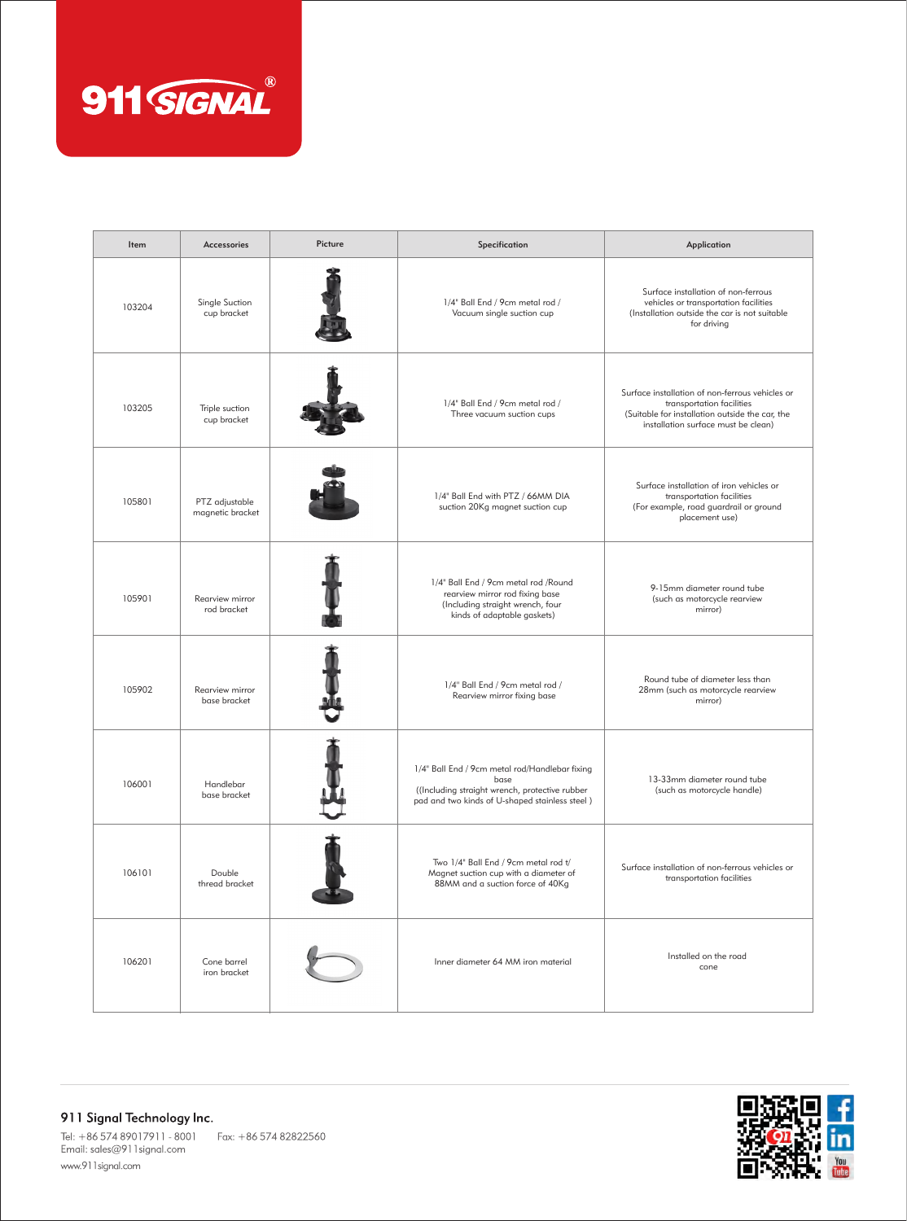| Item | Accessories | Picture | Specification | Application |
|---|---|---|---|---|
| 103204 | Single Suction cup bracket | | 1/4" Ball End / 9cm metal rod / Vacuum single suction cup | Surface installation of non-ferrous vehicles or transportation facilities (Installation outside the car is not suitable for driving |
| 103205 | Triple suction cup bracket | | 1/4" Ball End / 9cm metal rod / Three vacuum suction cups | Surface installation of non-ferrous vehicles or transportation facilities (Suitable for installation outside the car, the installation surface must be clean) |
| 105801 | PTZ adjustable magnetic bracket | | 1/4" Ball End with PTZ / 66MM DIA suction 20Kg magnet suction cup | Surface installation of iron vehicles or transportation facilities (For example, road guardrail or ground placement use) |
| 105901 | Rearview mirror rod bracket | | 1/4" Ball End / 9cm metal rod /Round rearview mirror rod fixing base (Including straight wrench, four kinds of adaptable gaskets) | 9-15mm diameter round tube (such as motorcycle rearview mirror) |
| 105902 | Rearview mirror base bracket | | 1/4" Ball End / 9cm metal rod / Rearview mirror fixing base | Round tube of diameter less than 28mm (such as motorcycle rearview mirror) |
| 106001 | Handlebar base bracket | | 1/4" Ball End / 9cm metal rod/Handlebar fixing base ((Including straight wrench, protective rubber pad and two kinds of U-shaped stainless steel ) | 13-33mm diameter round tube (such as motorcycle handle) |
| 106101 | Double thread bracket | | Two 1/4" Ball End / 9cm metal rod t/ Magnet suction cup with a diameter of 88MM and a suction force of 40Kg | Surface installation of non-ferrous vehicles or transportation facilities |
| 106201 | Cone barrel iron bracket | | Inner diameter 64 MM iron material | Installed on the road cone |

**911 Signal Technology Inc.**

Tel: +86 574 89017911 - 8001　　Fax: +86 574 82822560
Email: sales@911signal.com
www.911signal.com